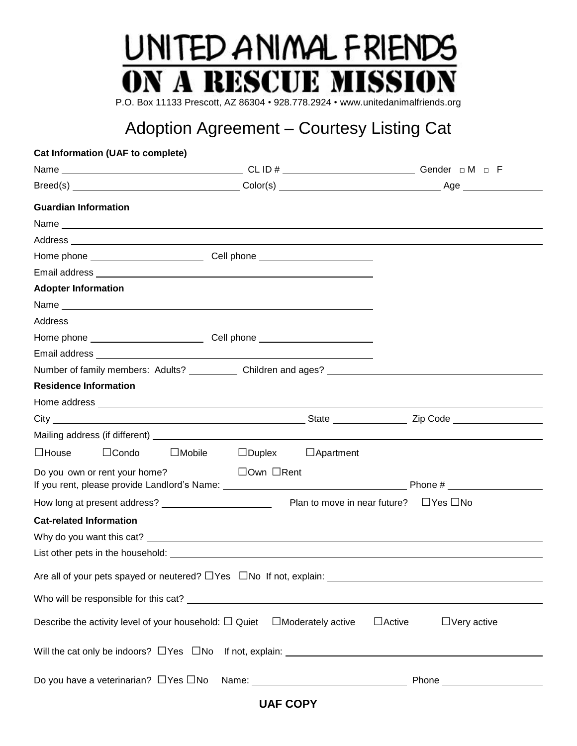# UNITED ANIMAL FRIENDS
# ON A RESCUE MISSION

P.O. Box 11133 Prescott, AZ 86304 • 928.778.2924 • www.unitedanimalfriends.org

## Adoption Agreement – Courtesy Listing Cat

**Cat Information (UAF to complete)**

Name ______________________ CL ID # ______________________ Gender □ M □ F

Breed(s) ______________________ Color(s) ______________________ Age __________

**Guardian Information**

Name ______________________________________________

Address ______________________________________________

Home phone ______________ Cell phone ______________

Email address ______________________________

**Adopter Information**

Name ______________________________

Address ______________________________________________

Home phone ______________ Cell phone ______________

Email address ______________________________

Number of family members: Adults? ________ Children and ages? ______________________

**Residence Information**

Home address ______________________________________________

City ______________________ State __________ Zip Code __________

Mailing address (if different) ______________________________________________

☐House ☐Condo ☐Mobile ☐Duplex ☐Apartment

Do you own or rent your home? ☐Own ☐Rent

If you rent, please provide Landlord's Name: ______________________ Phone # __________

How long at present address? ______________ Plan to move in near future? ☐Yes ☐No

**Cat-related Information**

Why do you want this cat? ______________________________________________

List other pets in the household: ______________________________________________

Are all of your pets spayed or neutered? ☐Yes ☐No If not, explain: ______________________

Who will be responsible for this cat? ______________________________________________

Describe the activity level of your household: ☐ Quiet ☐Moderately active ☐Active ☐Very active

Will the cat only be indoors? ☐Yes ☐No If not, explain: ______________________________

Do you have a veterinarian? ☐Yes ☐No Name: ______________________ Phone __________

**UAF COPY**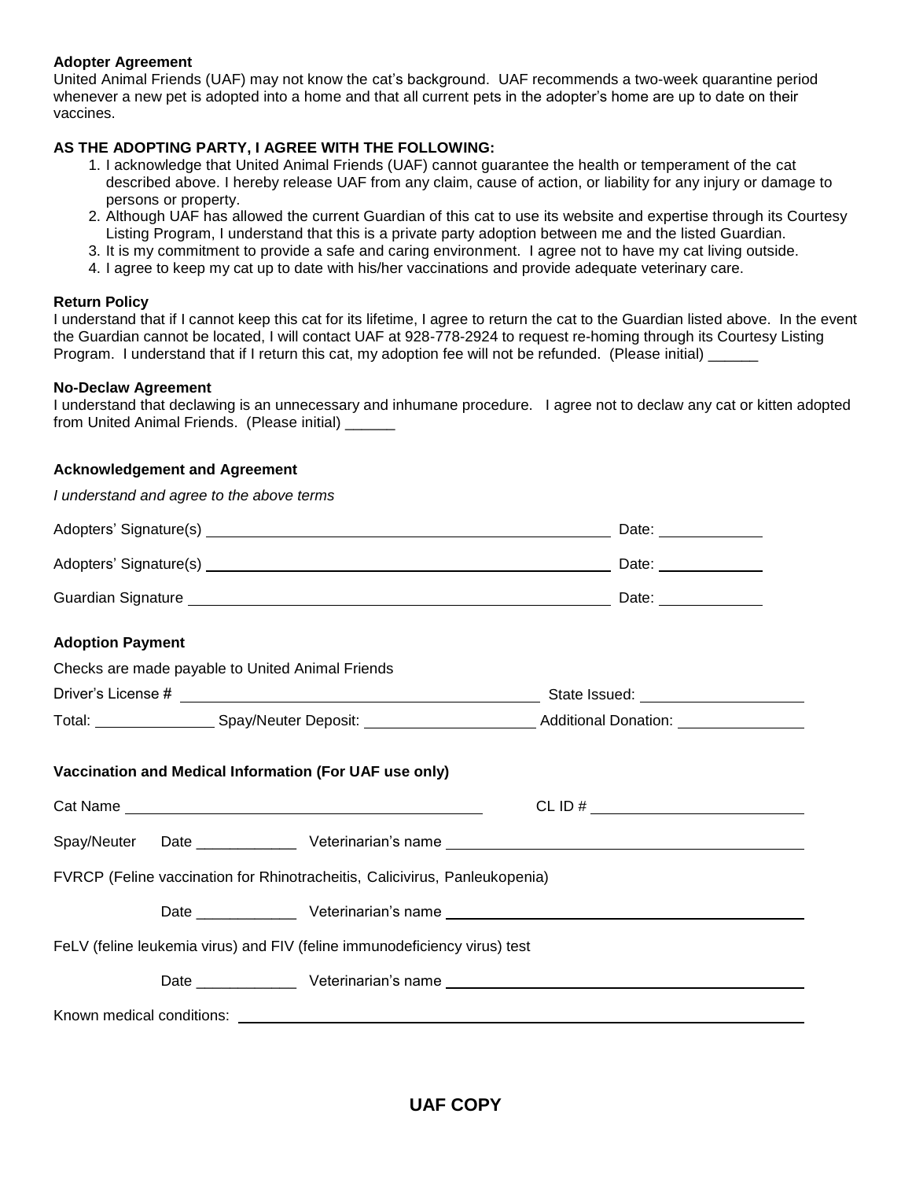**Adopter Agreement**

United Animal Friends (UAF) may not know the cat's background. UAF recommends a two-week quarantine period whenever a new pet is adopted into a home and that all current pets in the adopter's home are up to date on their vaccines.

**AS THE ADOPTING PARTY, I AGREE WITH THE FOLLOWING:**

1. I acknowledge that United Animal Friends (UAF) cannot guarantee the health or temperament of the cat described above. I hereby release UAF from any claim, cause of action, or liability for any injury or damage to persons or property.
2. Although UAF has allowed the current Guardian of this cat to use its website and expertise through its Courtesy Listing Program, I understand that this is a private party adoption between me and the listed Guardian.
3. It is my commitment to provide a safe and caring environment. I agree not to have my cat living outside.
4. I agree to keep my cat up to date with his/her vaccinations and provide adequate veterinary care.

**Return Policy**

I understand that if I cannot keep this cat for its lifetime, I agree to return the cat to the Guardian listed above. In the event the Guardian cannot be located, I will contact UAF at 928-778-2924 to request re-homing through its Courtesy Listing Program. I understand that if I return this cat, my adoption fee will not be refunded. (Please initial) ______

**No-Declaw Agreement**

I understand that declawing is an unnecessary and inhumane procedure. I agree not to declaw any cat or kitten adopted from United Animal Friends. (Please initial) ______

**Acknowledgement and Agreement**

*I understand and agree to the above terms*

Adopters' Signature(s) ______________________________ Date: ____________

Adopters' Signature(s) ______________________________ Date: ____________

Guardian Signature ______________________________ Date: ____________

**Adoption Payment**

Checks are made payable to United Animal Friends

Driver's License # ______________________________ State Issued: ____________

Total: ____________ Spay/Neuter Deposit: ____________ Additional Donation: ____________

**Vaccination and Medical Information (For UAF use only)**

Cat Name ______________________________ CL ID # ____________

Spay/Neuter Date ____________ Veterinarian's name ______________________________

FVRCP (Feline vaccination for Rhinotracheitis, Calicivirus, Panleukopenia)

Date ____________ Veterinarian's name ______________________________

FeLV (feline leukemia virus) and FIV (feline immunodeficiency virus) test

Date ____________ Veterinarian's name ______________________________

Known medical conditions: ______________________________

**UAF COPY**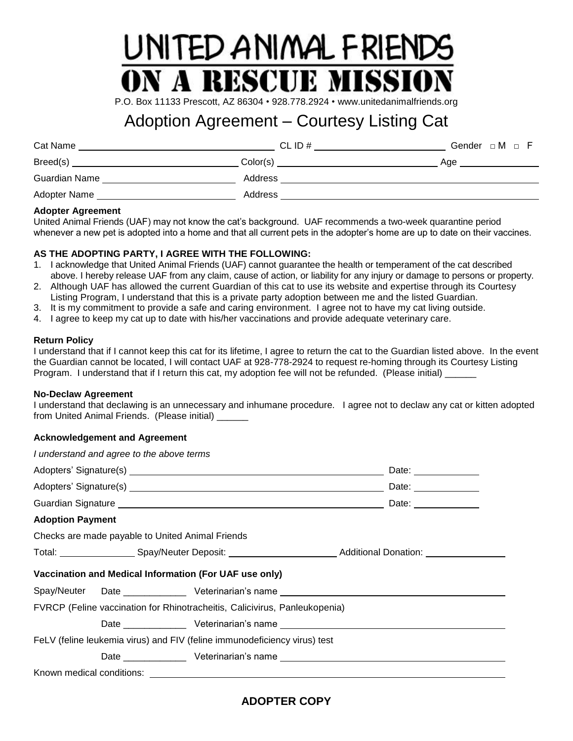# UNITED ANIMAL FRIENDS
# ON A RESCUE MISSION

P.O. Box 11133 Prescott, AZ 86304 • 928.778.2924 • www.unitedanimalfriends.org

## Adoption Agreement – Courtesy Listing Cat

Cat Name ______________________ CL ID # ______________________ Gender □ M □ F

Breed(s) ______________________ Color(s) ______________________ Age ______________

Guardian Name ______________________ Address ______________________________________

Adopter Name ______________________ Address ______________________________________

**Adopter Agreement**

United Animal Friends (UAF) may not know the cat's background. UAF recommends a two-week quarantine period whenever a new pet is adopted into a home and that all current pets in the adopter's home are up to date on their vaccines.

**AS THE ADOPTING PARTY, I AGREE WITH THE FOLLOWING:**

1. I acknowledge that United Animal Friends (UAF) cannot guarantee the health or temperament of the cat described above. I hereby release UAF from any claim, cause of action, or liability for any injury or damage to persons or property.
2. Although UAF has allowed the current Guardian of this cat to use its website and expertise through its Courtesy Listing Program, I understand that this is a private party adoption between me and the listed Guardian.
3. It is my commitment to provide a safe and caring environment. I agree not to have my cat living outside.
4. I agree to keep my cat up to date with his/her vaccinations and provide adequate veterinary care.

**Return Policy**

I understand that if I cannot keep this cat for its lifetime, I agree to return the cat to the Guardian listed above. In the event the Guardian cannot be located, I will contact UAF at 928-778-2924 to request re-homing through its Courtesy Listing Program. I understand that if I return this cat, my adoption fee will not be refunded. (Please initial) ______

**No-Declaw Agreement**

I understand that declawing is an unnecessary and inhumane procedure. I agree not to declaw any cat or kitten adopted from United Animal Friends. (Please initial) ______

**Acknowledgement and Agreement**

*I understand and agree to the above terms*

Adopters' Signature(s) ________________________________________ Date: ____________

Adopters' Signature(s) ________________________________________ Date: ____________

Guardian Signature ________________________________________ Date: ____________

**Adoption Payment**

Checks are made payable to United Animal Friends

Total: ______________ Spay/Neuter Deposit: ____________________ Additional Donation: ______________

**Vaccination and Medical Information (For UAF use only)**

Spay/Neuter Date ____________ Veterinarian's name ________________________________________

FVRCP (Feline vaccination for Rhinotracheitis, Calicivirus, Panleukopenia)

Date ____________ Veterinarian's name ________________________________________

FeLV (feline leukemia virus) and FIV (feline immunodeficiency virus) test

Date ____________ Veterinarian's name ________________________________________

Known medical conditions: ________________________________________________________________

**ADOPTER COPY**